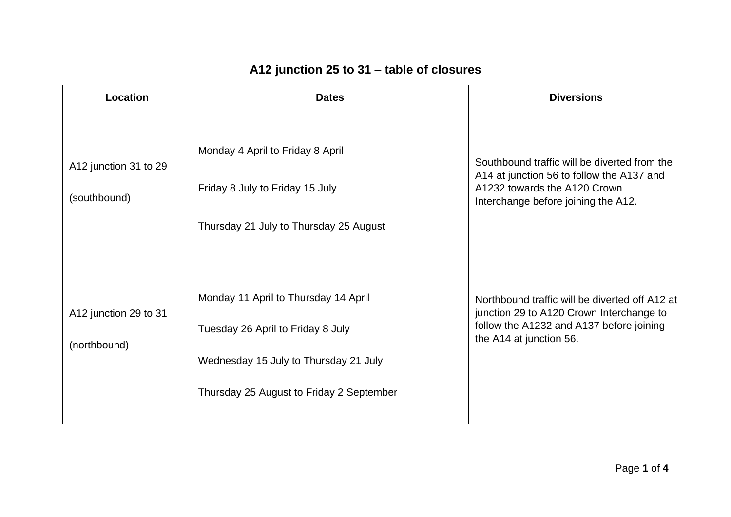# A12 junction 25 to 31 – table of closures

| Location | Dates | Diversions |
|---|---|---|
| A12 junction 31 to 29<br><br>(southbound) | Monday 4 April to Friday 8 April<br><br>Friday 8 July to Friday 15 July<br><br>Thursday 21 July to Thursday 25 August | Southbound traffic will be diverted from the A14 at junction 56 to follow the A137 and A1232 towards the A120 Crown Interchange before joining the A12. |
| A12 junction 29 to 31<br><br>(northbound) | Monday 11 April to Thursday 14 April<br><br>Tuesday 26 April to Friday 8 July<br><br>Wednesday 15 July to Thursday 21 July<br><br>Thursday 25 August to Friday 2 September | Northbound traffic will be diverted off A12 at junction 29 to A120 Crown Interchange to follow the A1232 and A137 before joining the A14 at junction 56. |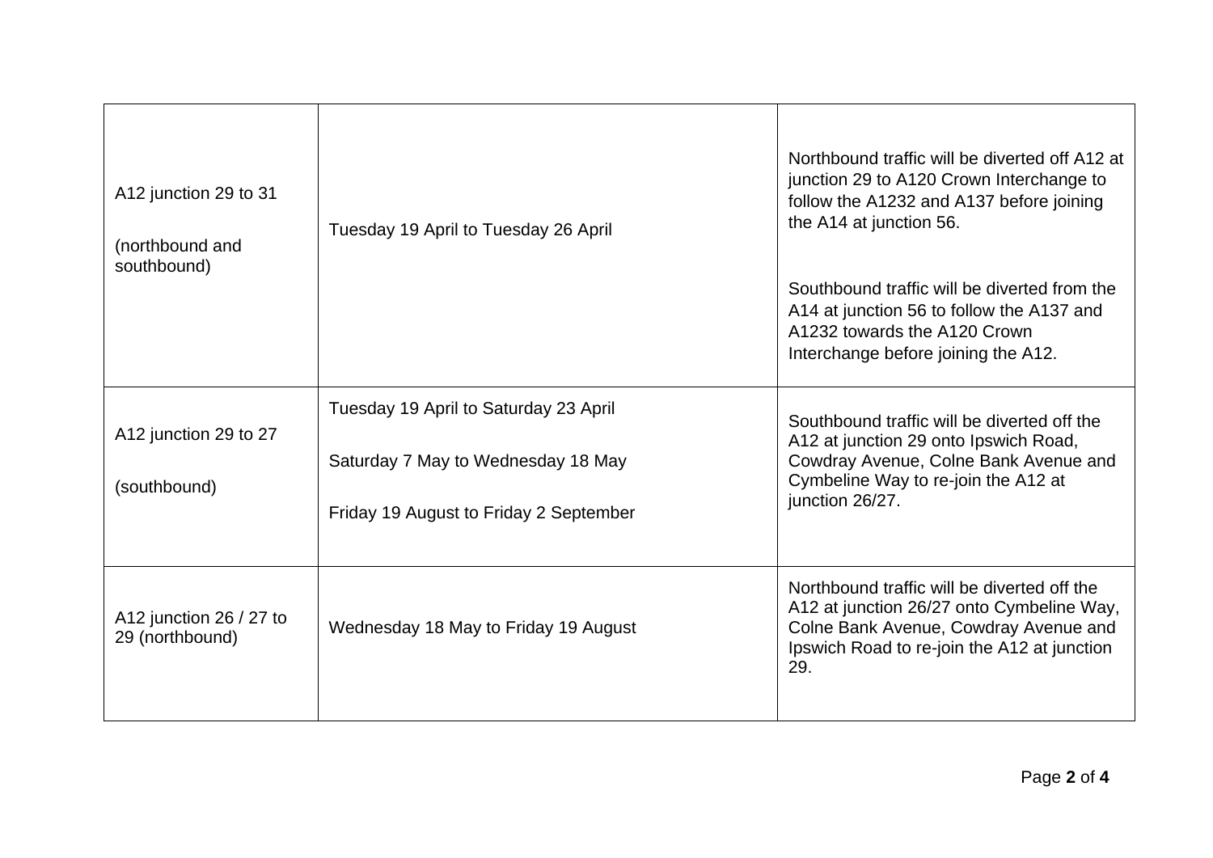| | | |
|---|---|---|
| A12 junction 29 to 31<br><br>(northbound and southbound) | Tuesday 19 April to Tuesday 26 April | Northbound traffic will be diverted off A12 at junction 29 to A120 Crown Interchange to follow the A1232 and A137 before joining the A14 at junction 56.<br><br>Southbound traffic will be diverted from the A14 at junction 56 to follow the A137 and A1232 towards the A120 Crown Interchange before joining the A12. |
| A12 junction 29 to 27<br><br>(southbound) | Tuesday 19 April to Saturday 23 April<br><br>Saturday 7 May to Wednesday 18 May<br><br>Friday 19 August to Friday 2 September | Southbound traffic will be diverted off the A12 at junction 29 onto Ipswich Road, Cowdray Avenue, Colne Bank Avenue and Cymbeline Way to re-join the A12 at junction 26/27. |
| A12 junction 26 / 27 to 29 (northbound) | Wednesday 18 May to Friday 19 August | Northbound traffic will be diverted off the A12 at junction 26/27 onto Cymbeline Way, Colne Bank Avenue, Cowdray Avenue and Ipswich Road to re-join the A12 at junction 29. |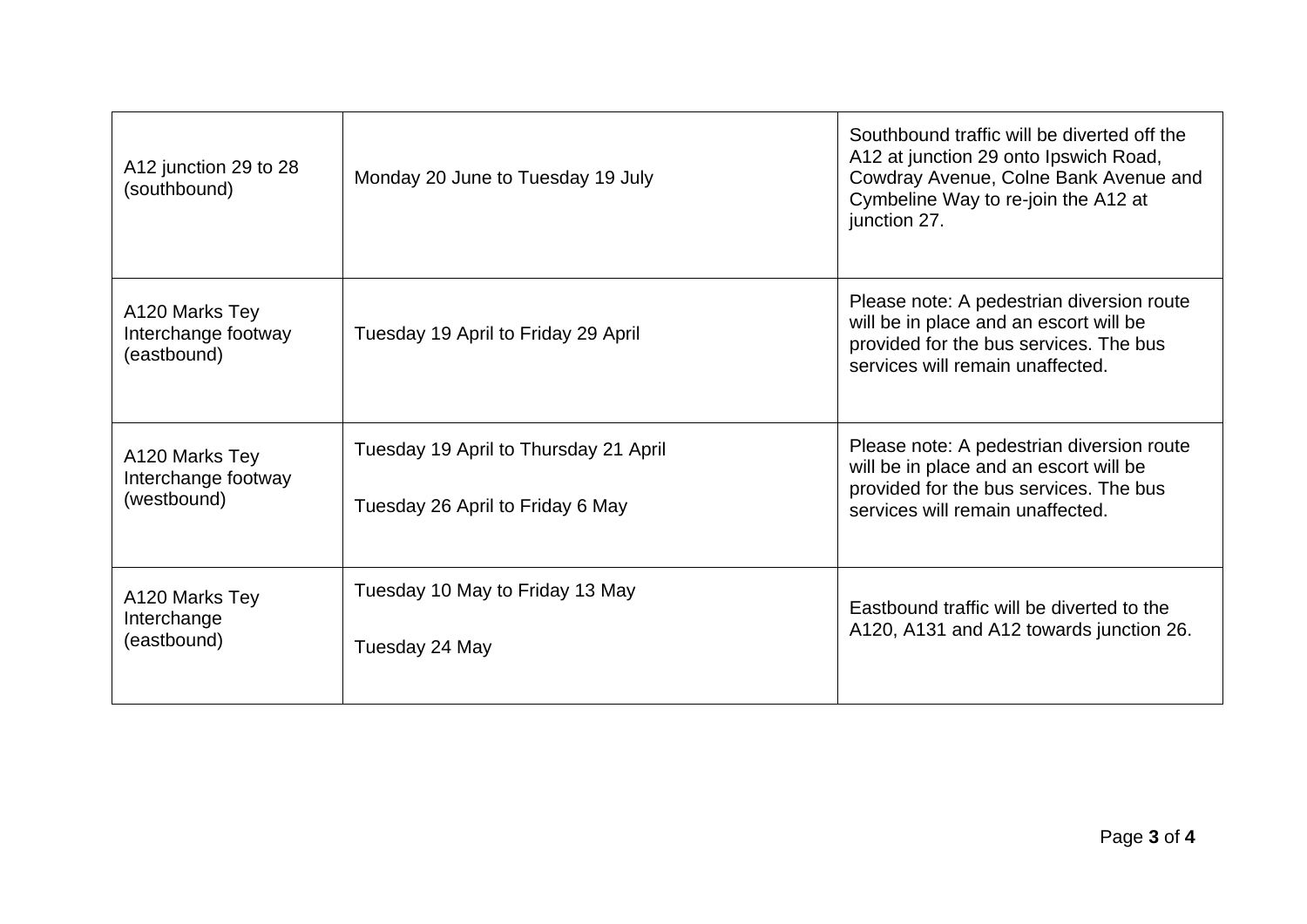| | | |
|---|---|---|
| A12 junction 29 to 28 (southbound) | Monday 20 June to Tuesday 19 July | Southbound traffic will be diverted off the A12 at junction 29 onto Ipswich Road, Cowdray Avenue, Colne Bank Avenue and Cymbeline Way to re-join the A12 at junction 27. |
| A120 Marks Tey Interchange footway (eastbound) | Tuesday 19 April to Friday 29 April | Please note: A pedestrian diversion route will be in place and an escort will be provided for the bus services. The bus services will remain unaffected. |
| A120 Marks Tey Interchange footway (westbound) | Tuesday 19 April to Thursday 21 April<br><br>Tuesday 26 April to Friday 6 May | Please note: A pedestrian diversion route will be in place and an escort will be provided for the bus services. The bus services will remain unaffected. |
| A120 Marks Tey Interchange (eastbound) | Tuesday 10 May to Friday 13 May<br><br>Tuesday 24 May | Eastbound traffic will be diverted to the A120, A131 and A12 towards junction 26. |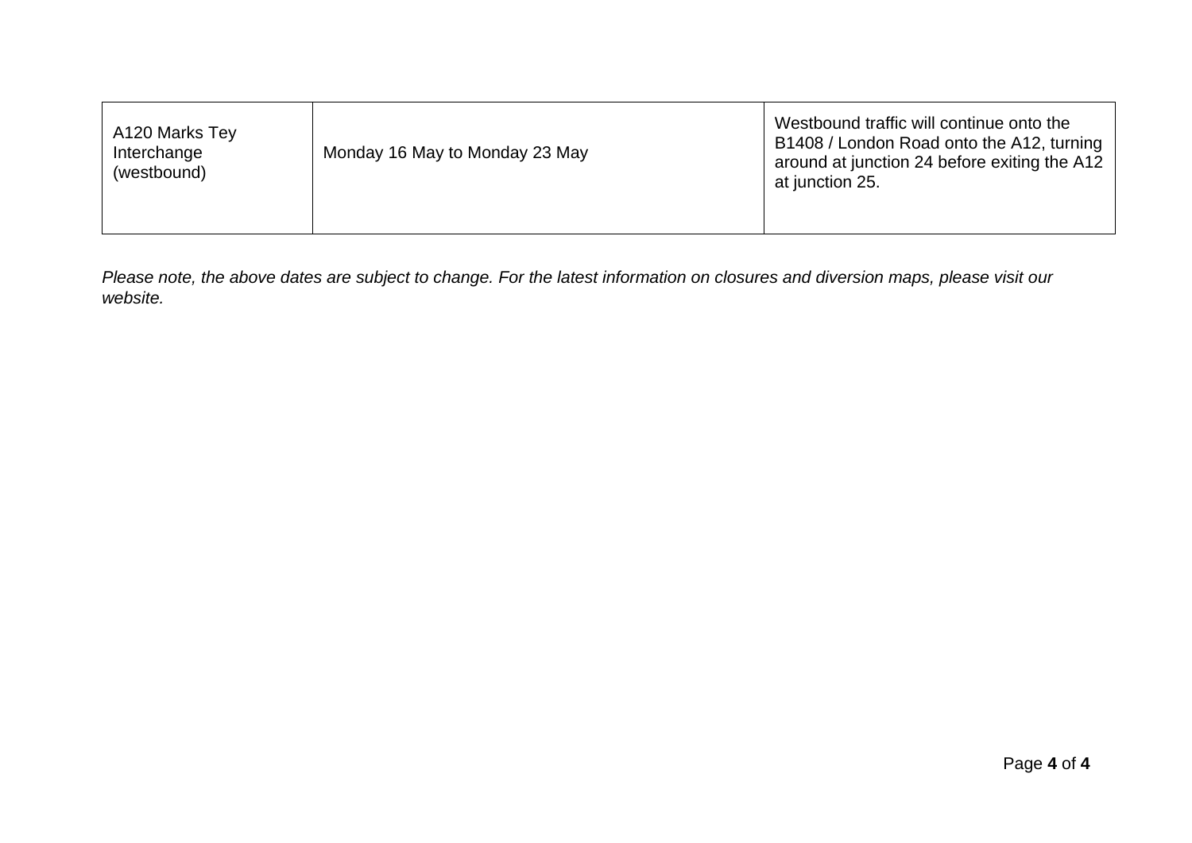| | | |
|---|---|---|
| A120 Marks Tey Interchange (westbound) | Monday 16 May to Monday 23 May | Westbound traffic will continue onto the B1408 / London Road onto the A12, turning around at junction 24 before exiting the A12 at junction 25. |

*Please note, the above dates are subject to change. For the latest information on closures and diversion maps, please visit our website.*